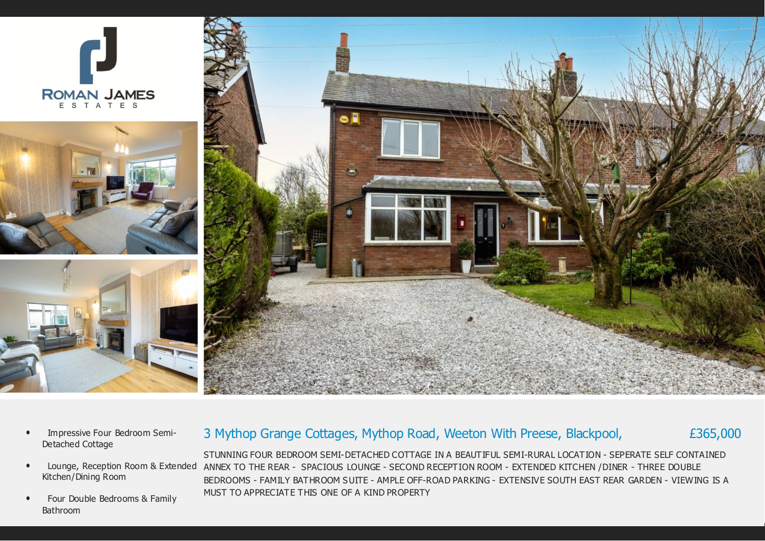ROMAN JAMES
ESTATES

- Impressive Four Bedroom Semi-Detached Cottage
- Lounge, Reception Room & Extended Kitchen/Dining Room
- Four Double Bedrooms & Family Bathroom

## 3 Mythop Grange Cottages, Mythop Road, Weeton With Preese, Blackpool,

## £365,000

STUNNING FOUR BEDROOM SEMI-DETACHED COTTAGE IN A BEAUTIFUL SEMI-RURAL LOCATION - SEPERATE SELF CONTAINED ANNEX TO THE REAR - SPACIOUS LOUNGE - SECOND RECEPTION ROOM - EXTENDED KITCHEN /DINER - THREE DOUBLE BEDROOMS - FAMILY BATHROOM SUITE - AMPLE OFF-ROAD PARKING - EXTENSIVE SOUTH EAST REAR GARDEN - VIEWING IS A MUST TO APPRECIATE THIS ONE OF A KIND PROPERTY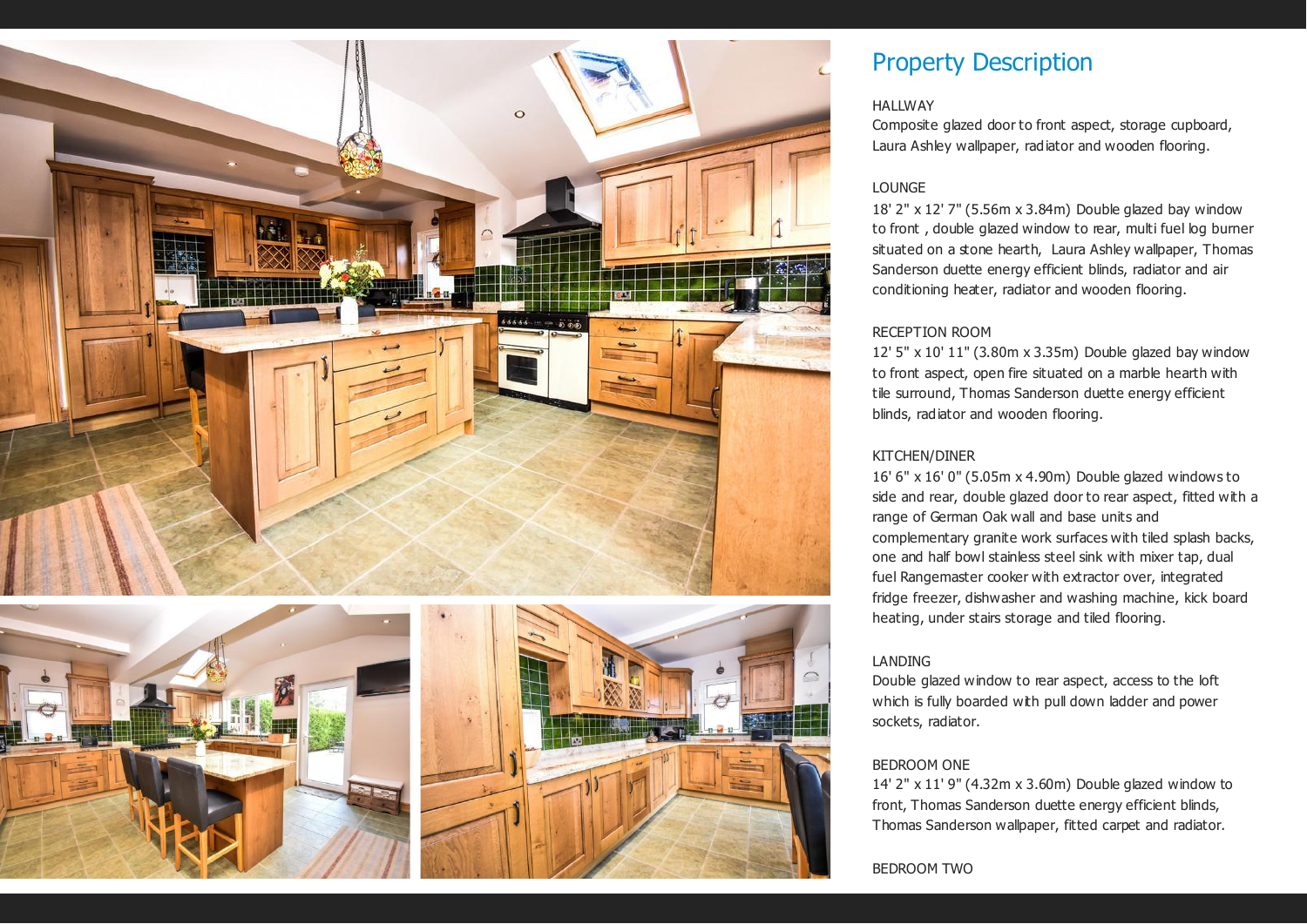## Property Description

HALLWAY
Composite glazed door to front aspect, storage cupboard, Laura Ashley wallpaper, radiator and wooden flooring.

LOUNGE
18' 2" x 12' 7" (5.56m x 3.84m) Double glazed bay window to front , double glazed window to rear, multi fuel log burner situated on a stone hearth, Laura Ashley wallpaper, Thomas Sanderson duette energy efficient blinds, radiator and air conditioning heater, radiator and wooden flooring.

RECEPTION ROOM
12' 5" x 10' 11" (3.80m x 3.35m) Double glazed bay window to front aspect, open fire situated on a marble hearth with tile surround, Thomas Sanderson duette energy efficient blinds, radiator and wooden flooring.

KITCHEN/DINER
16' 6" x 16' 0" (5.05m x 4.90m) Double glazed windows to side and rear, double glazed door to rear aspect, fitted with a range of German Oak wall and base units and complementary granite work surfaces with tiled splash backs, one and half bowl stainless steel sink with mixer tap, dual fuel Rangemaster cooker with extractor over, integrated fridge freezer, dishwasher and washing machine, kick board heating, under stairs storage and tiled flooring.

LANDING
Double glazed window to rear aspect, access to the loft which is fully boarded with pull down ladder and power sockets, radiator.

BEDROOM ONE
14' 2" x 11' 9" (4.32m x 3.60m) Double glazed window to front, Thomas Sanderson duette energy efficient blinds, Thomas Sanderson wallpaper, fitted carpet and radiator.

BEDROOM TWO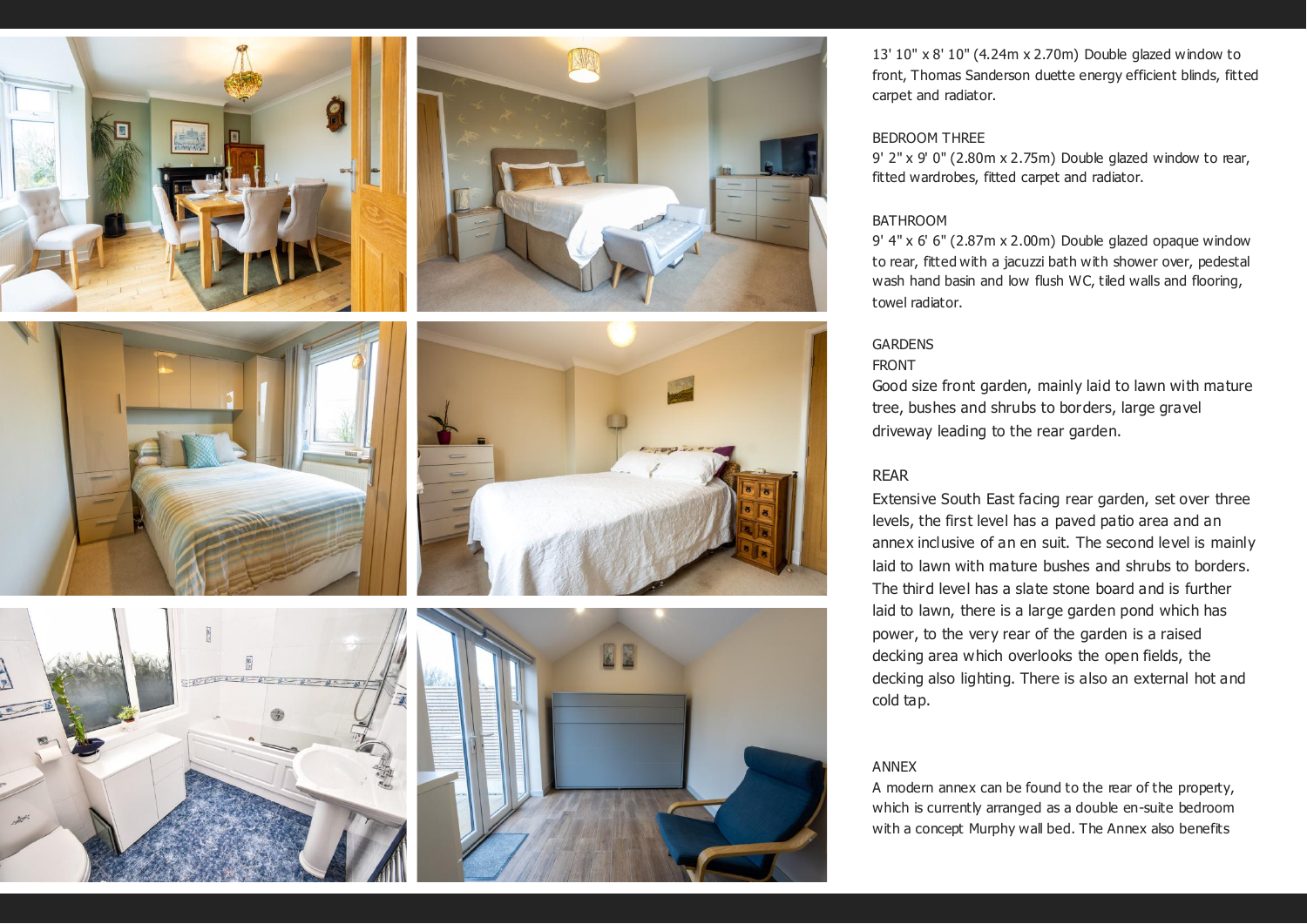13' 10" x 8' 10" (4.24m x 2.70m) Double glazed window to front, Thomas Sanderson duette energy efficient blinds, fitted carpet and radiator.

BEDROOM THREE

9' 2" x 9' 0" (2.80m x 2.75m) Double glazed window to rear, fitted wardrobes, fitted carpet and radiator.

BATHROOM

9' 4" x 6' 6" (2.87m x 2.00m) Double glazed opaque window to rear, fitted with a jacuzzi bath with shower over, pedestal wash hand basin and low flush WC, tiled walls and flooring, towel radiator.

GARDENS

FRONT

Good size front garden, mainly laid to lawn with mature tree, bushes and shrubs to borders, large gravel driveway leading to the rear garden.

REAR

Extensive South East facing rear garden, set over three levels, the first level has a paved patio area and an annex inclusive of an en suit. The second level is mainly laid to lawn with mature bushes and shrubs to borders. The third level has a slate stone board and is further laid to lawn, there is a large garden pond which has power, to the very rear of the garden is a raised decking area which overlooks the open fields, the decking also lighting. There is also an external hot and cold tap.

ANNEX

A modern annex can be found to the rear of the property, which is currently arranged as a double en-suite bedroom with a concept Murphy wall bed. The Annex also benefits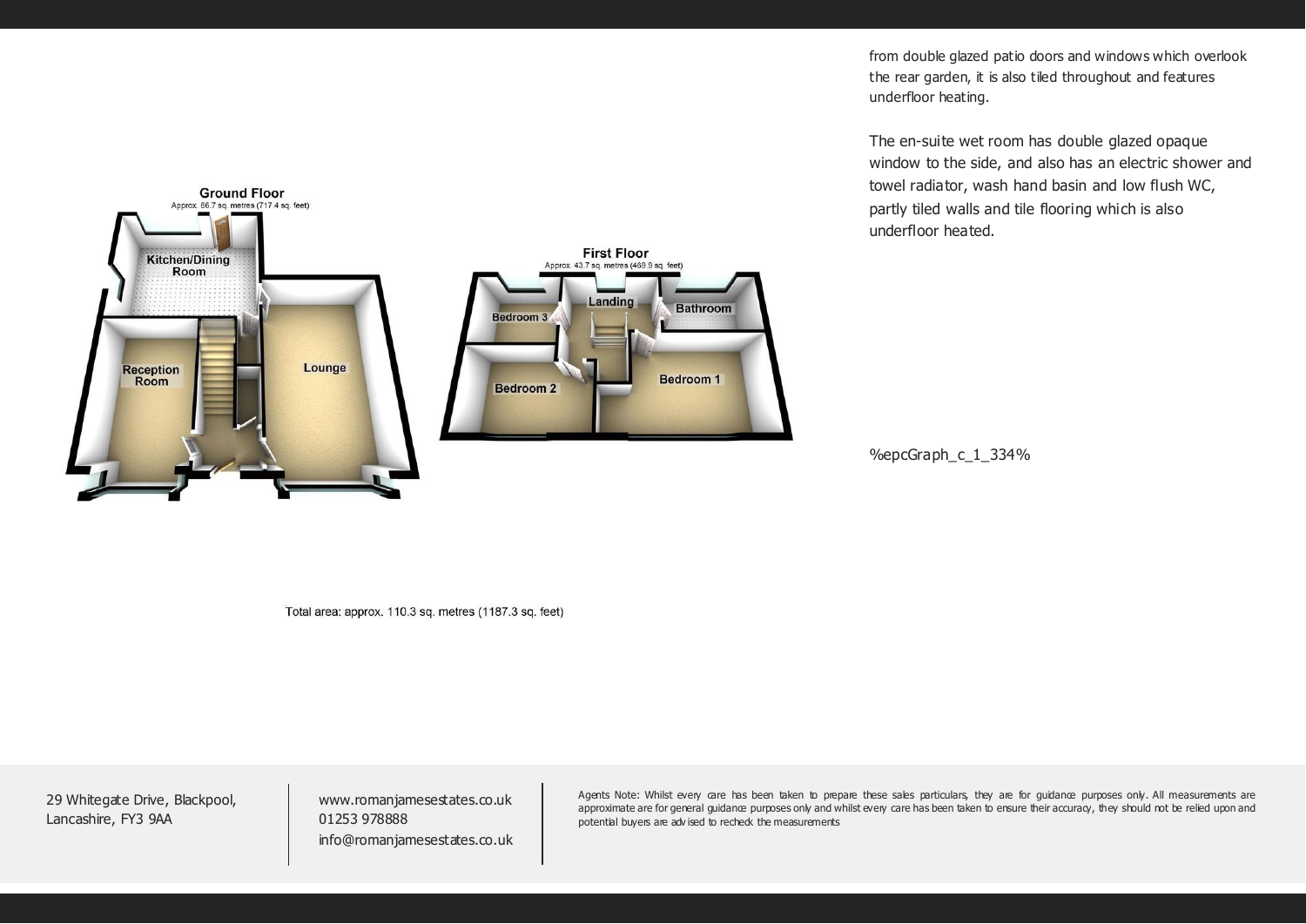from double glazed patio doors and windows which overlook the rear garden, it is also tiled throughout and features underfloor heating.

The en-suite wet room has double glazed opaque window to the side, and also has an electric shower and towel radiator, wash hand basin and low flush WC, partly tiled walls and tile flooring which is also underfloor heated.

%epcGraph_c_1_334%

**Ground Floor**
Approx. 66.7 sq. metres (717.4 sq. feet)

Kitchen/Dining Room

Reception Room

Lounge

**First Floor**
Approx. 43.7 sq. metres (469.9 sq. feet)

Bedroom 3

Landing

Bathroom

Bedroom 2

Bedroom 1

Total area: approx. 110.3 sq. metres (1187.3 sq. feet)

29 Whitegate Drive, Blackpool,
Lancashire, FY3 9AA

www.romanjamesestates.co.uk
01253 978888
info@romanjamesestates.co.uk

Agents Note: Whilst every care has been taken to prepare these sales particulars, they are for guidance purposes only. All measurements are approximate are for general guidance purposes only and whilst every care has been taken to ensure their accuracy, they should not be relied upon and potential buyers are advised to recheck the measurements